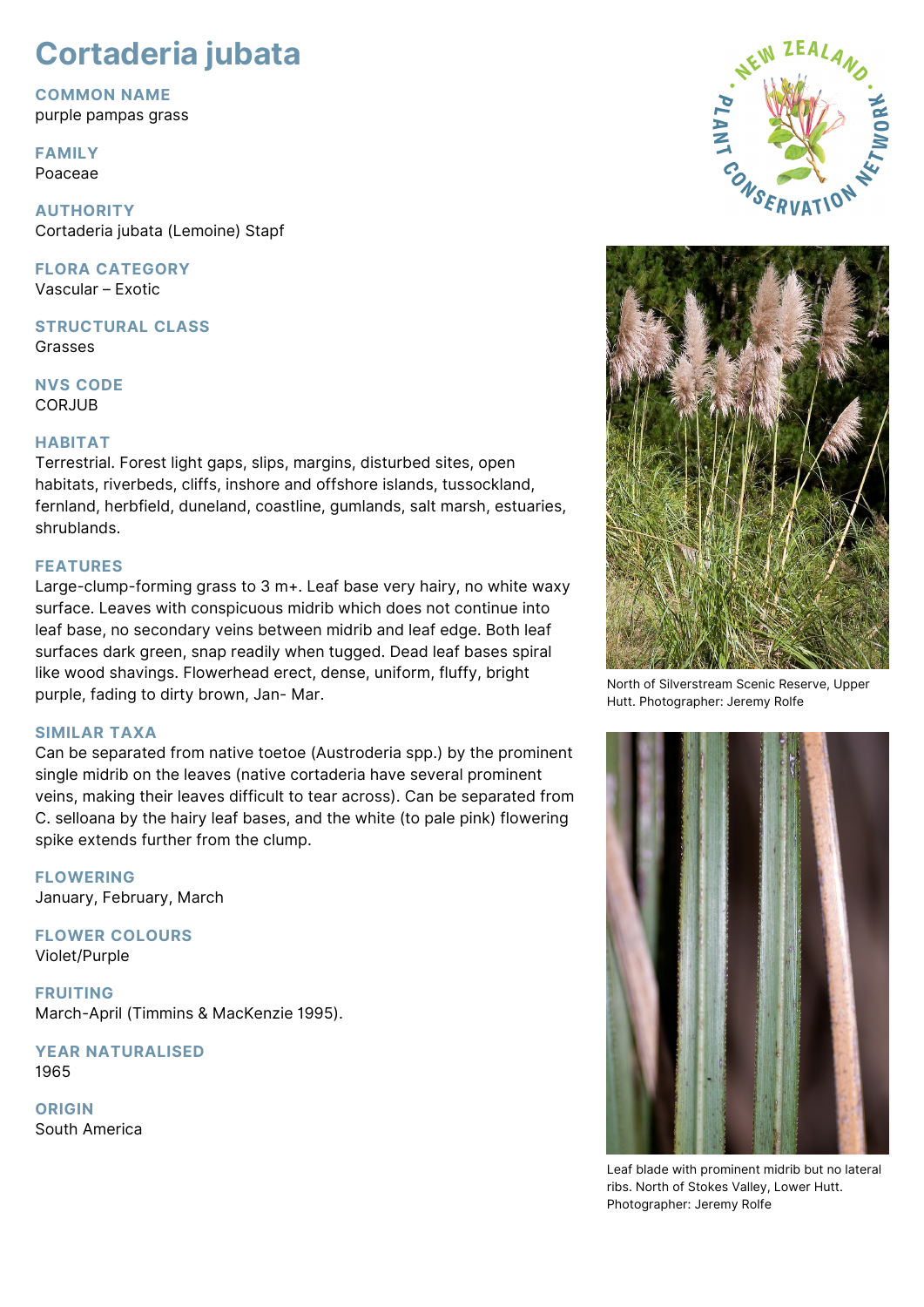# Cortaderia jubata

## COMMON NAME
purple pampas grass

## FAMILY
Poaceae

## AUTHORITY
Cortaderia jubata (Lemoine) Stapf

## FLORA CATEGORY
Vascular – Exotic

## STRUCTURAL CLASS
Grasses

## NVS CODE
CORJUB

## HABITAT
Terrestrial. Forest light gaps, slips, margins, disturbed sites, open habitats, riverbeds, cliffs, inshore and offshore islands, tussockland, fernland, herbfield, duneland, coastline, gumlands, salt marsh, estuaries, shrublands.

## FEATURES
Large-clump-forming grass to 3 m+. Leaf base very hairy, no white waxy surface. Leaves with conspicuous midrib which does not continue into leaf base, no secondary veins between midrib and leaf edge. Both leaf surfaces dark green, snap readily when tugged. Dead leaf bases spiral like wood shavings. Flowerhead erect, dense, uniform, fluffy, bright purple, fading to dirty brown, Jan- Mar.

## SIMILAR TAXA
Can be separated from native toetoe (Austroderia spp.) by the prominent single midrib on the leaves (native cortaderia have several prominent veins, making their leaves difficult to tear across). Can be separated from C. selloana by the hairy leaf bases, and the white (to pale pink) flowering spike extends further from the clump.

## FLOWERING
January, February, March

## FLOWER COLOURS
Violet/Purple

## FRUITING
March-April (Timmins & MacKenzie 1995).

## YEAR NATURALISED
1965

## ORIGIN
South America

North of Silverstream Scenic Reserve, Upper Hutt. Photographer: Jeremy Rolfe

Leaf blade with prominent midrib but no lateral ribs. North of Stokes Valley, Lower Hutt. Photographer: Jeremy Rolfe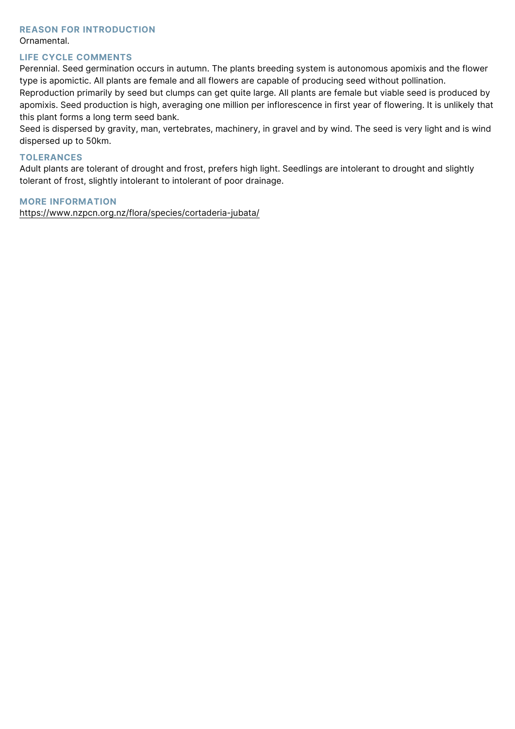### REASON FOR INTRODUCTION

Ornamental.

### LIFE CYCLE COMMENTS

Perennial. Seed germination occurs in autumn. The plants breeding system is autonomous apomixis and the flower type is apomictic. All plants are female and all flowers are capable of producing seed without pollination.
Reproduction primarily by seed but clumps can get quite large. All plants are female but viable seed is produced by apomixis. Seed production is high, averaging one million per inflorescence in first year of flowering. It is unlikely that this plant forms a long term seed bank.
Seed is dispersed by gravity, man, vertebrates, machinery, in gravel and by wind. The seed is very light and is wind dispersed up to 50km.

### TOLERANCES

Adult plants are tolerant of drought and frost, prefers high light. Seedlings are intolerant to drought and slightly tolerant of frost, slightly intolerant to intolerant of poor drainage.

### MORE INFORMATION

https://www.nzpcn.org.nz/flora/species/cortaderia-jubata/